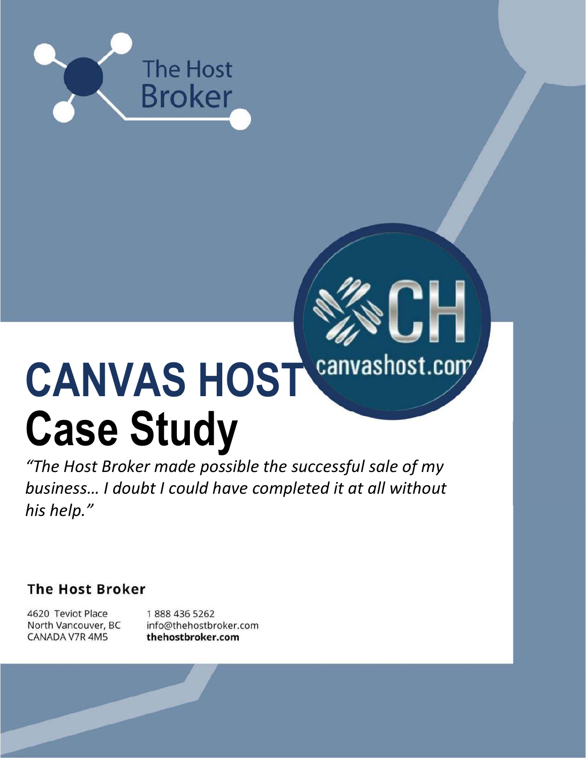The Host Broker

canvashost.com

# CANVAS HOST
# Case Study

*"The Host Broker made possible the successful sale of my business… I doubt I could have completed it at all without his help."*

**The Host Broker**

4620 Teviot Place
North Vancouver, BC
CANADA V7R 4M5

1 888 436 5262
info@thehostbroker.com
**thehostbroker.com**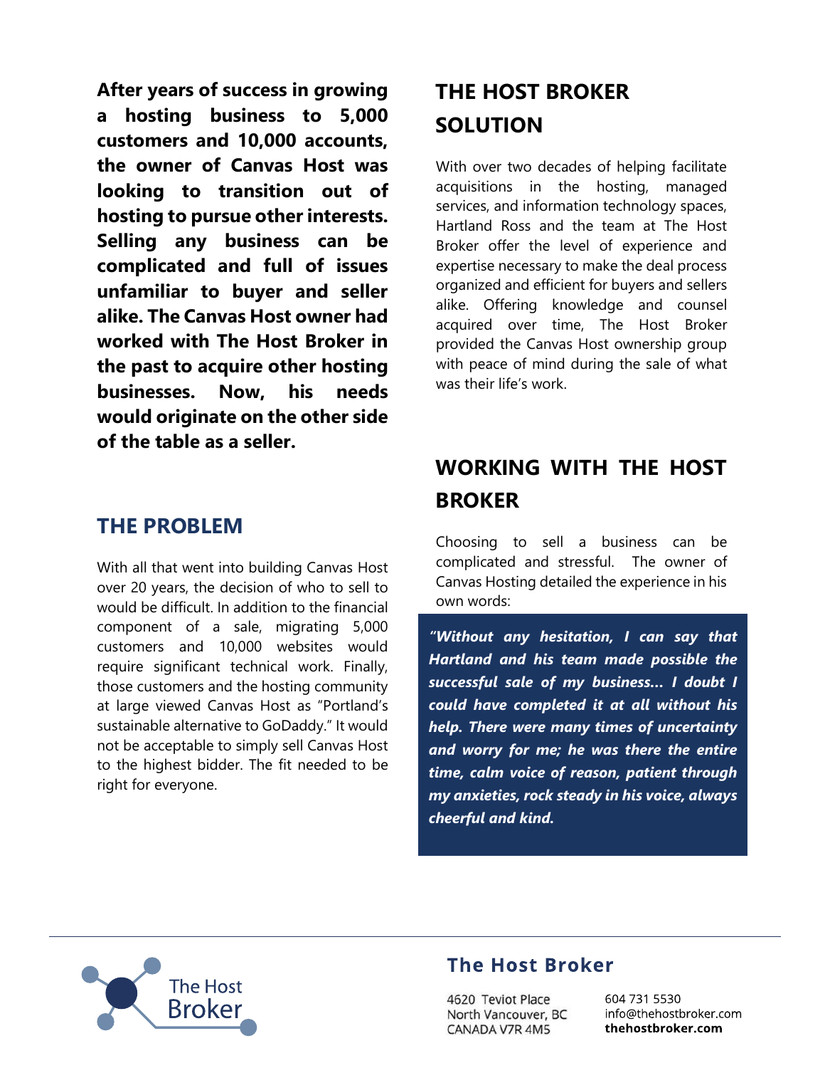**After years of success in growing a hosting business to 5,000 customers and 10,000 accounts, the owner of Canvas Host was looking to transition out of hosting to pursue other interests. Selling any business can be complicated and full of issues unfamiliar to buyer and seller alike. The Canvas Host owner had worked with The Host Broker in the past to acquire other hosting businesses. Now, his needs would originate on the other side of the table as a seller.**

## THE PROBLEM

With all that went into building Canvas Host over 20 years, the decision of who to sell to would be difficult. In addition to the financial component of a sale, migrating 5,000 customers and 10,000 websites would require significant technical work. Finally, those customers and the hosting community at large viewed Canvas Host as "Portland's sustainable alternative to GoDaddy." It would not be acceptable to simply sell Canvas Host to the highest bidder. The fit needed to be right for everyone.

## THE HOST BROKER SOLUTION

With over two decades of helping facilitate acquisitions in the hosting, managed services, and information technology spaces, Hartland Ross and the team at The Host Broker offer the level of experience and expertise necessary to make the deal process organized and efficient for buyers and sellers alike. Offering knowledge and counsel acquired over time, The Host Broker provided the Canvas Host ownership group with peace of mind during the sale of what was their life's work.

## WORKING WITH THE HOST BROKER

Choosing to sell a business can be complicated and stressful. The owner of Canvas Hosting detailed the experience in his own words:

> ***"Without any hesitation, I can say that Hartland and his team made possible the successful sale of my business… I doubt I could have completed it at all without his help. There were many times of uncertainty and worry for me; he was there the entire time, calm voice of reason, patient through my anxieties, rock steady in his voice, always cheerful and kind.***

**The Host Broker**

4620 Teviot Place
North Vancouver, BC
CANADA V7R 4M5

604 731 5530
info@thehostbroker.com
**thehostbroker.com**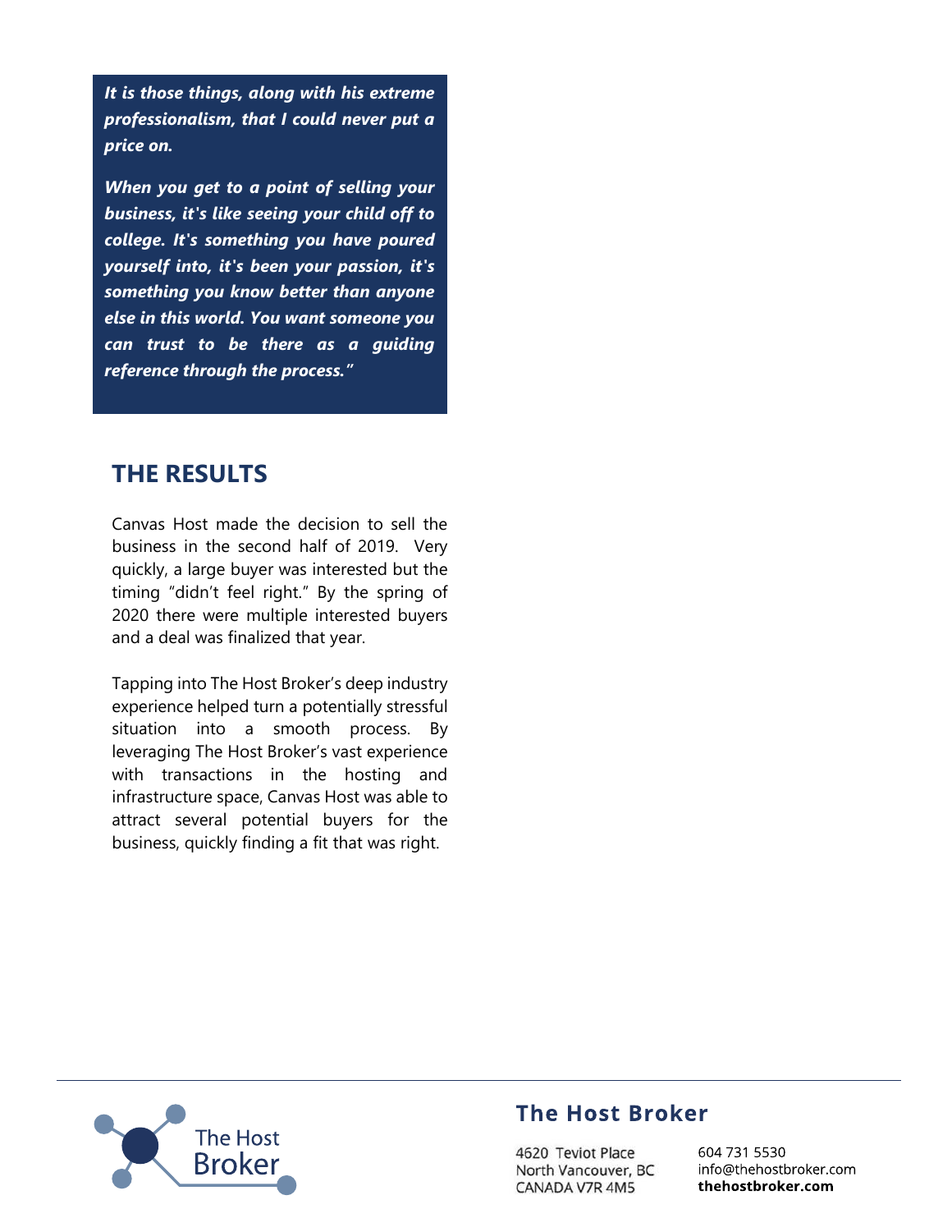***It is those things, along with his extreme professionalism, that I could never put a price on.***

***When you get to a point of selling your business, it's like seeing your child off to college. It's something you have poured yourself into, it's been your passion, it's something you know better than anyone else in this world. You want someone you can trust to be there as a guiding reference through the process."***

## THE RESULTS

Canvas Host made the decision to sell the business in the second half of 2019. Very quickly, a large buyer was interested but the timing "didn't feel right." By the spring of 2020 there were multiple interested buyers and a deal was finalized that year.

Tapping into The Host Broker's deep industry experience helped turn a potentially stressful situation into a smooth process. By leveraging The Host Broker's vast experience with transactions in the hosting and infrastructure space, Canvas Host was able to attract several potential buyers for the business, quickly finding a fit that was right.

**The Host Broker**

4620 Teviot Place
North Vancouver, BC
CANADA V7R 4M5

604 731 5530
info@thehostbroker.com
**thehostbroker.com**